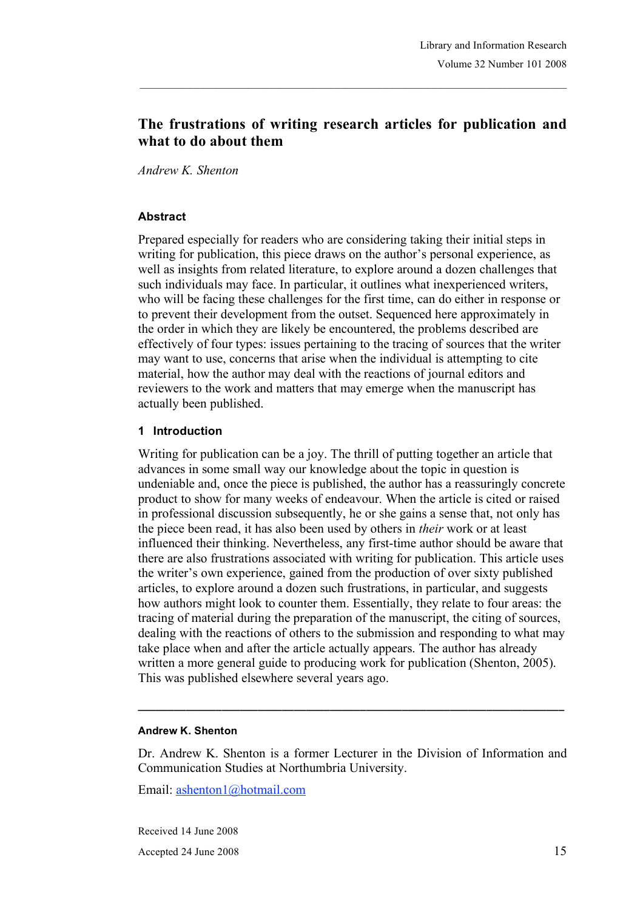# The frustrations of writing research articles for publication and what to do about them

*Andrew K. Shenton*

### Abstract

Prepared especially for readers who are considering taking their initial steps in writing for publication, this piece draws on the author's personal experience, as well as insights from related literature, to explore around a dozen challenges that such individuals may face. In particular, it outlines what inexperienced writers, who will be facing these challenges for the first time, can do either in response or to prevent their development from the outset. Sequenced here approximately in the order in which they are likely be encountered, the problems described are effectively of four types: issues pertaining to the tracing of sources that the writer may want to use, concerns that arise when the individual is attempting to cite material, how the author may deal with the reactions of journal editors and reviewers to the work and matters that may emerge when the manuscript has actually been published.

## 1 Introduction

Writing for publication can be a joy. The thrill of putting together an article that advances in some small way our knowledge about the topic in question is undeniable and, once the piece is published, the author has a reassuringly concrete product to show for many weeks of endeavour. When the article is cited or raised in professional discussion subsequently, he or she gains a sense that, not only has the piece been read, it has also been used by others in *their* work or at least influenced their thinking. Nevertheless, any first-time author should be aware that there are also frustrations associated with writing for publication. This article uses the writer's own experience, gained from the production of over sixty published articles, to explore around a dozen such frustrations, in particular, and suggests how authors might look to counter them. Essentially, they relate to four areas: the tracing of material during the preparation of the manuscript, the citing of sources, dealing with the reactions of others to the submission and responding to what may take place when and after the article actually appears. The author has already written a more general guide to producing work for publication (Shenton, 2005). This was published elsewhere several years ago.

---

**Andrew K. Shenton**

Dr. Andrew K. Shenton is a former Lecturer in the Division of Information and Communication Studies at Northumbria University.

Email: ashenton1@hotmail.com

Received 14 June 2008

Accepted 24 June 2008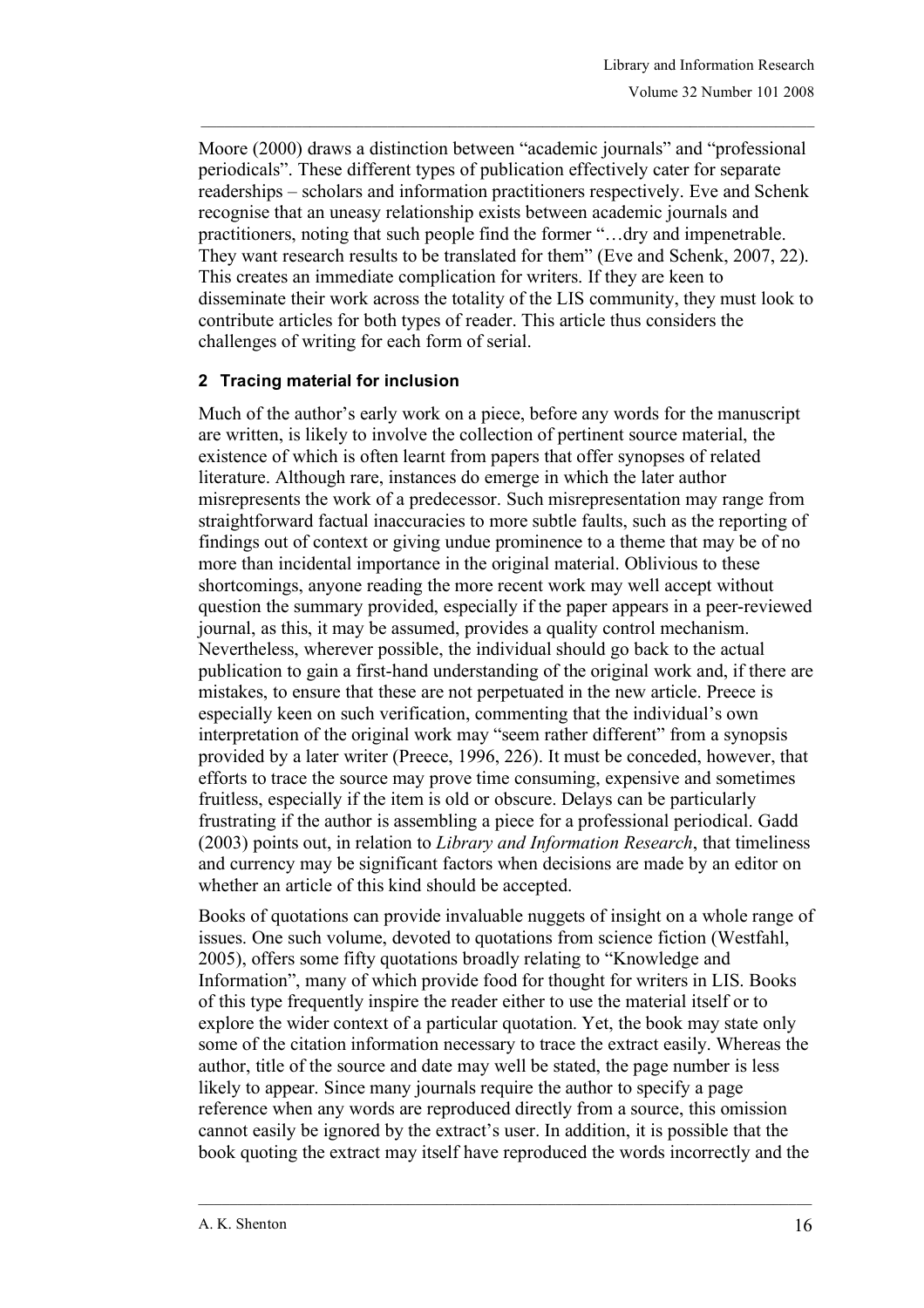Moore (2000) draws a distinction between "academic journals" and "professional periodicals". These different types of publication effectively cater for separate readerships – scholars and information practitioners respectively. Eve and Schenk recognise that an uneasy relationship exists between academic journals and practitioners, noting that such people find the former "…dry and impenetrable. They want research results to be translated for them" (Eve and Schenk, 2007, 22). This creates an immediate complication for writers. If they are keen to disseminate their work across the totality of the LIS community, they must look to contribute articles for both types of reader. This article thus considers the challenges of writing for each form of serial.

## 2 Tracing material for inclusion

Much of the author's early work on a piece, before any words for the manuscript are written, is likely to involve the collection of pertinent source material, the existence of which is often learnt from papers that offer synopses of related literature. Although rare, instances do emerge in which the later author misrepresents the work of a predecessor. Such misrepresentation may range from straightforward factual inaccuracies to more subtle faults, such as the reporting of findings out of context or giving undue prominence to a theme that may be of no more than incidental importance in the original material. Oblivious to these shortcomings, anyone reading the more recent work may well accept without question the summary provided, especially if the paper appears in a peer-reviewed journal, as this, it may be assumed, provides a quality control mechanism. Nevertheless, wherever possible, the individual should go back to the actual publication to gain a first-hand understanding of the original work and, if there are mistakes, to ensure that these are not perpetuated in the new article. Preece is especially keen on such verification, commenting that the individual's own interpretation of the original work may "seem rather different" from a synopsis provided by a later writer (Preece, 1996, 226). It must be conceded, however, that efforts to trace the source may prove time consuming, expensive and sometimes fruitless, especially if the item is old or obscure. Delays can be particularly frustrating if the author is assembling a piece for a professional periodical. Gadd (2003) points out, in relation to *Library and Information Research*, that timeliness and currency may be significant factors when decisions are made by an editor on whether an article of this kind should be accepted.

Books of quotations can provide invaluable nuggets of insight on a whole range of issues. One such volume, devoted to quotations from science fiction (Westfahl, 2005), offers some fifty quotations broadly relating to "Knowledge and Information", many of which provide food for thought for writers in LIS. Books of this type frequently inspire the reader either to use the material itself or to explore the wider context of a particular quotation. Yet, the book may state only some of the citation information necessary to trace the extract easily. Whereas the author, title of the source and date may well be stated, the page number is less likely to appear. Since many journals require the author to specify a page reference when any words are reproduced directly from a source, this omission cannot easily be ignored by the extract's user. In addition, it is possible that the book quoting the extract may itself have reproduced the words incorrectly and the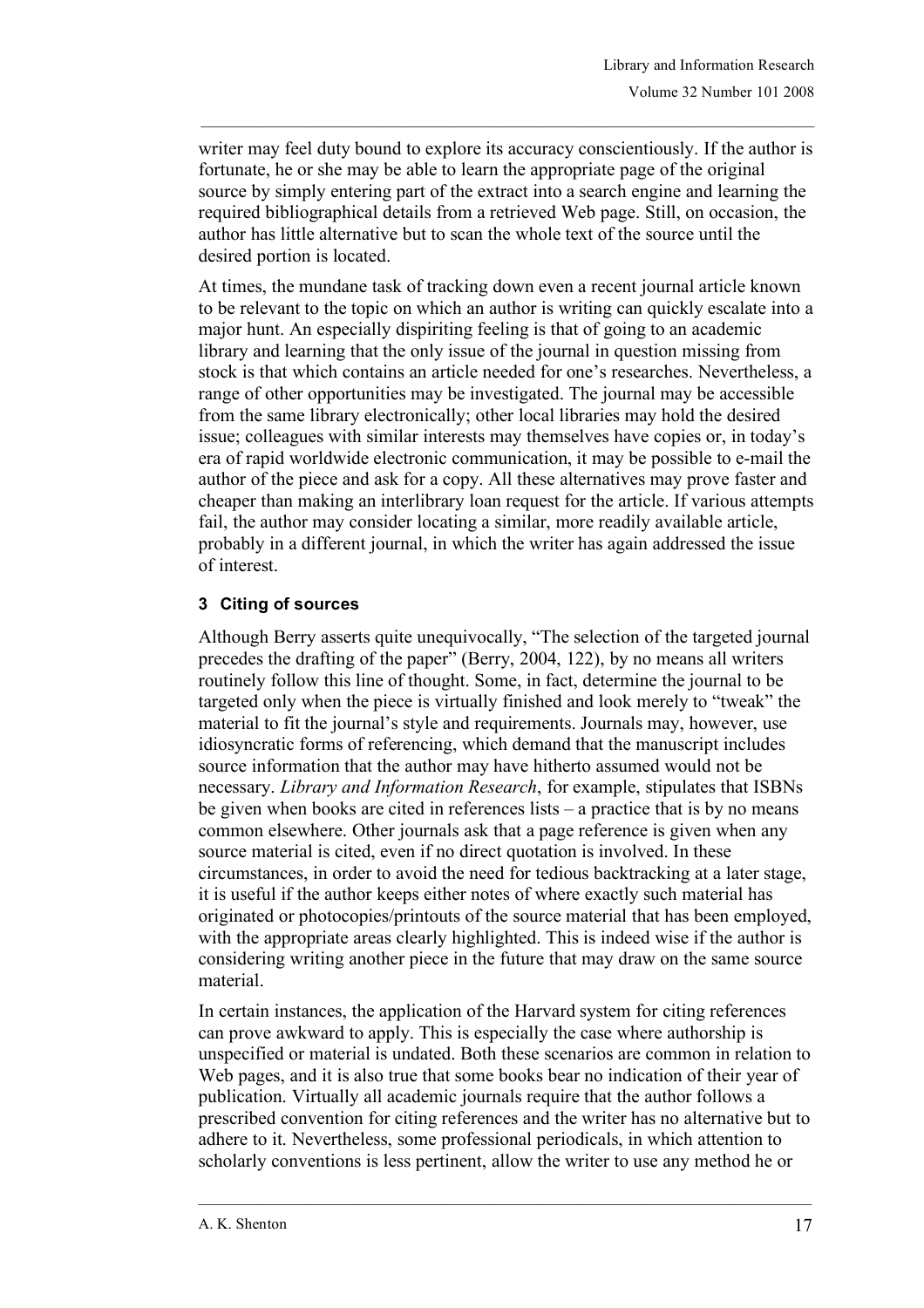writer may feel duty bound to explore its accuracy conscientiously. If the author is fortunate, he or she may be able to learn the appropriate page of the original source by simply entering part of the extract into a search engine and learning the required bibliographical details from a retrieved Web page. Still, on occasion, the author has little alternative but to scan the whole text of the source until the desired portion is located.

At times, the mundane task of tracking down even a recent journal article known to be relevant to the topic on which an author is writing can quickly escalate into a major hunt. An especially dispiriting feeling is that of going to an academic library and learning that the only issue of the journal in question missing from stock is that which contains an article needed for one's researches. Nevertheless, a range of other opportunities may be investigated. The journal may be accessible from the same library electronically; other local libraries may hold the desired issue; colleagues with similar interests may themselves have copies or, in today's era of rapid worldwide electronic communication, it may be possible to e-mail the author of the piece and ask for a copy. All these alternatives may prove faster and cheaper than making an interlibrary loan request for the article. If various attempts fail, the author may consider locating a similar, more readily available article, probably in a different journal, in which the writer has again addressed the issue of interest.

## 3 Citing of sources

Although Berry asserts quite unequivocally, "The selection of the targeted journal precedes the drafting of the paper" (Berry, 2004, 122), by no means all writers routinely follow this line of thought. Some, in fact, determine the journal to be targeted only when the piece is virtually finished and look merely to "tweak" the material to fit the journal's style and requirements. Journals may, however, use idiosyncratic forms of referencing, which demand that the manuscript includes source information that the author may have hitherto assumed would not be necessary. *Library and Information Research*, for example, stipulates that ISBNs be given when books are cited in references lists – a practice that is by no means common elsewhere. Other journals ask that a page reference is given when any source material is cited, even if no direct quotation is involved. In these circumstances, in order to avoid the need for tedious backtracking at a later stage, it is useful if the author keeps either notes of where exactly such material has originated or photocopies/printouts of the source material that has been employed, with the appropriate areas clearly highlighted. This is indeed wise if the author is considering writing another piece in the future that may draw on the same source material.

In certain instances, the application of the Harvard system for citing references can prove awkward to apply. This is especially the case where authorship is unspecified or material is undated. Both these scenarios are common in relation to Web pages, and it is also true that some books bear no indication of their year of publication. Virtually all academic journals require that the author follows a prescribed convention for citing references and the writer has no alternative but to adhere to it. Nevertheless, some professional periodicals, in which attention to scholarly conventions is less pertinent, allow the writer to use any method he or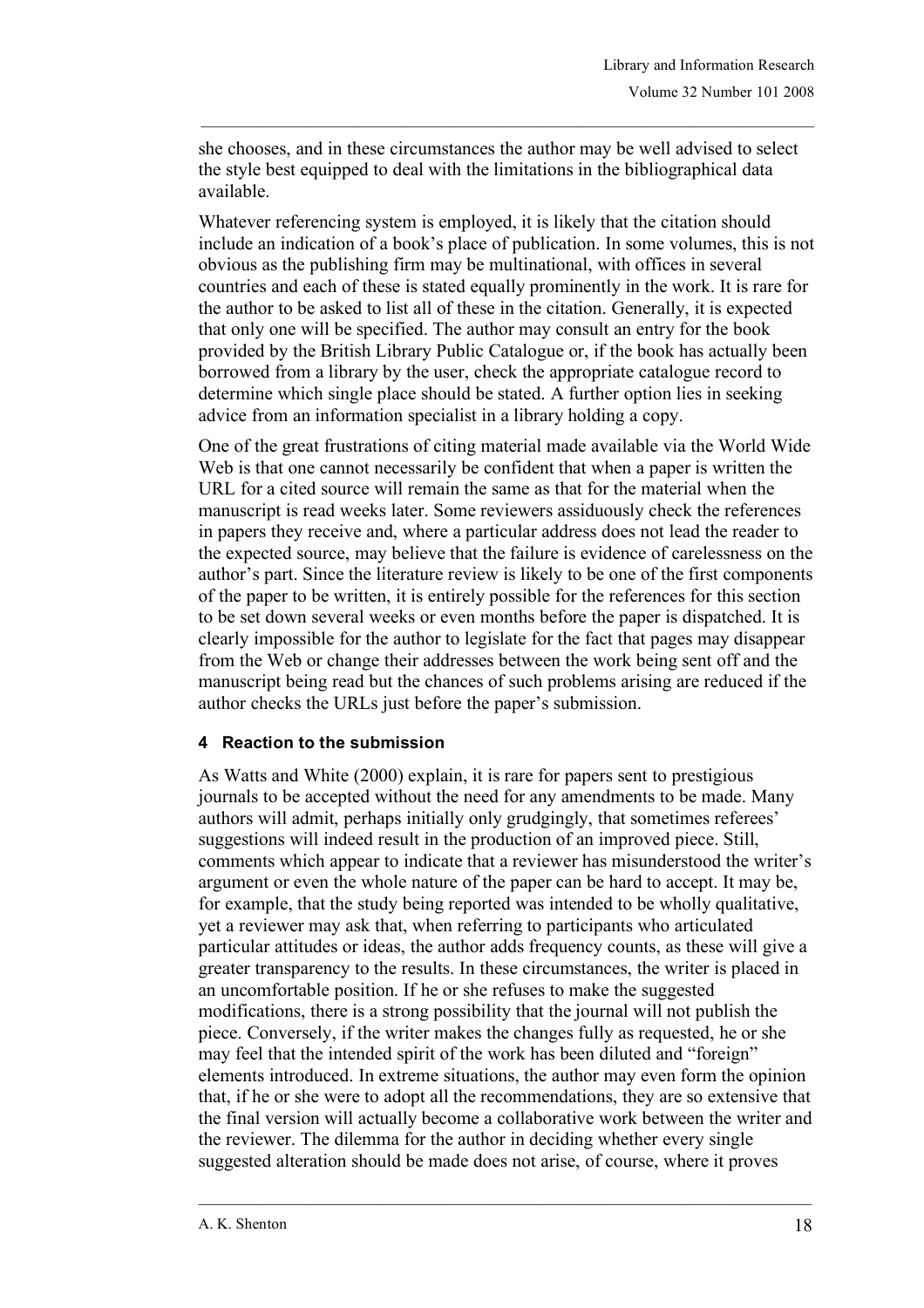she chooses, and in these circumstances the author may be well advised to select the style best equipped to deal with the limitations in the bibliographical data available.

Whatever referencing system is employed, it is likely that the citation should include an indication of a book's place of publication. In some volumes, this is not obvious as the publishing firm may be multinational, with offices in several countries and each of these is stated equally prominently in the work. It is rare for the author to be asked to list all of these in the citation. Generally, it is expected that only one will be specified. The author may consult an entry for the book provided by the British Library Public Catalogue or, if the book has actually been borrowed from a library by the user, check the appropriate catalogue record to determine which single place should be stated. A further option lies in seeking advice from an information specialist in a library holding a copy.

One of the great frustrations of citing material made available via the World Wide Web is that one cannot necessarily be confident that when a paper is written the URL for a cited source will remain the same as that for the material when the manuscript is read weeks later. Some reviewers assiduously check the references in papers they receive and, where a particular address does not lead the reader to the expected source, may believe that the failure is evidence of carelessness on the author's part. Since the literature review is likely to be one of the first components of the paper to be written, it is entirely possible for the references for this section to be set down several weeks or even months before the paper is dispatched. It is clearly impossible for the author to legislate for the fact that pages may disappear from the Web or change their addresses between the work being sent off and the manuscript being read but the chances of such problems arising are reduced if the author checks the URLs just before the paper's submission.

## 4 Reaction to the submission

As Watts and White (2000) explain, it is rare for papers sent to prestigious journals to be accepted without the need for any amendments to be made. Many authors will admit, perhaps initially only grudgingly, that sometimes referees' suggestions will indeed result in the production of an improved piece. Still, comments which appear to indicate that a reviewer has misunderstood the writer's argument or even the whole nature of the paper can be hard to accept. It may be, for example, that the study being reported was intended to be wholly qualitative, yet a reviewer may ask that, when referring to participants who articulated particular attitudes or ideas, the author adds frequency counts, as these will give a greater transparency to the results. In these circumstances, the writer is placed in an uncomfortable position. If he or she refuses to make the suggested modifications, there is a strong possibility that the journal will not publish the piece. Conversely, if the writer makes the changes fully as requested, he or she may feel that the intended spirit of the work has been diluted and "foreign" elements introduced. In extreme situations, the author may even form the opinion that, if he or she were to adopt all the recommendations, they are so extensive that the final version will actually become a collaborative work between the writer and the reviewer. The dilemma for the author in deciding whether every single suggested alteration should be made does not arise, of course, where it proves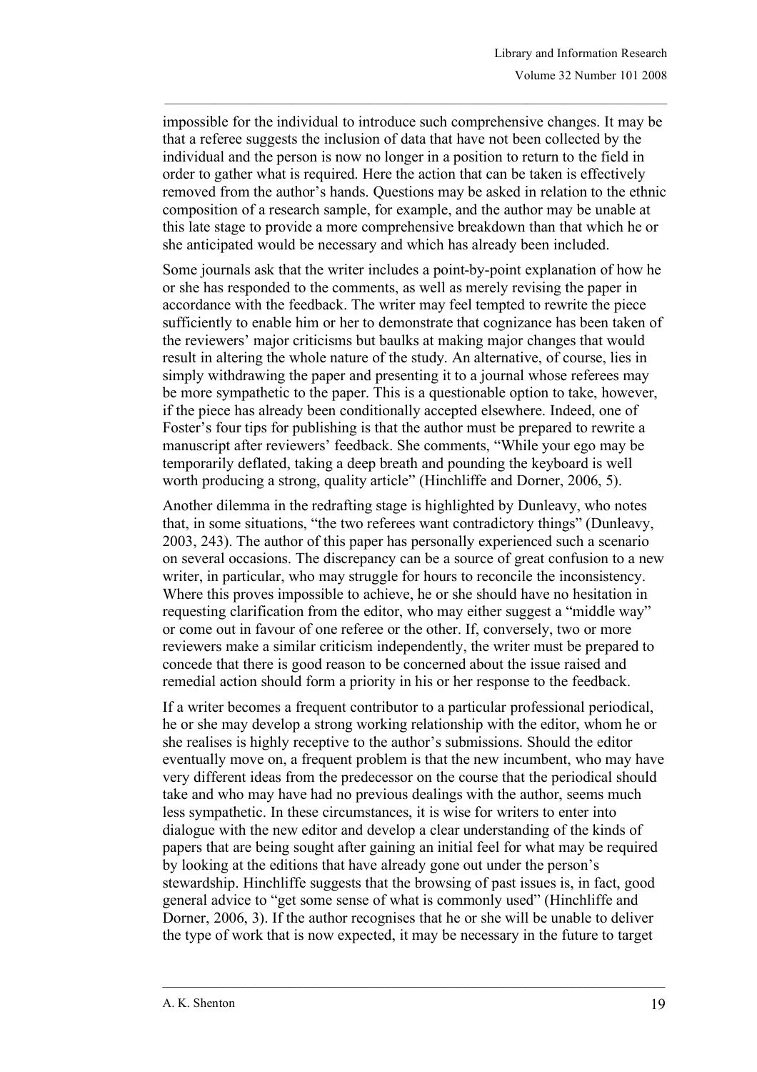impossible for the individual to introduce such comprehensive changes. It may be that a referee suggests the inclusion of data that have not been collected by the individual and the person is now no longer in a position to return to the field in order to gather what is required. Here the action that can be taken is effectively removed from the author's hands. Questions may be asked in relation to the ethnic composition of a research sample, for example, and the author may be unable at this late stage to provide a more comprehensive breakdown than that which he or she anticipated would be necessary and which has already been included.

Some journals ask that the writer includes a point-by-point explanation of how he or she has responded to the comments, as well as merely revising the paper in accordance with the feedback. The writer may feel tempted to rewrite the piece sufficiently to enable him or her to demonstrate that cognizance has been taken of the reviewers' major criticisms but baulks at making major changes that would result in altering the whole nature of the study. An alternative, of course, lies in simply withdrawing the paper and presenting it to a journal whose referees may be more sympathetic to the paper. This is a questionable option to take, however, if the piece has already been conditionally accepted elsewhere. Indeed, one of Foster's four tips for publishing is that the author must be prepared to rewrite a manuscript after reviewers' feedback. She comments, "While your ego may be temporarily deflated, taking a deep breath and pounding the keyboard is well worth producing a strong, quality article" (Hinchliffe and Dorner, 2006, 5).

Another dilemma in the redrafting stage is highlighted by Dunleavy, who notes that, in some situations, "the two referees want contradictory things" (Dunleavy, 2003, 243). The author of this paper has personally experienced such a scenario on several occasions. The discrepancy can be a source of great confusion to a new writer, in particular, who may struggle for hours to reconcile the inconsistency. Where this proves impossible to achieve, he or she should have no hesitation in requesting clarification from the editor, who may either suggest a "middle way" or come out in favour of one referee or the other. If, conversely, two or more reviewers make a similar criticism independently, the writer must be prepared to concede that there is good reason to be concerned about the issue raised and remedial action should form a priority in his or her response to the feedback.

If a writer becomes a frequent contributor to a particular professional periodical, he or she may develop a strong working relationship with the editor, whom he or she realises is highly receptive to the author's submissions. Should the editor eventually move on, a frequent problem is that the new incumbent, who may have very different ideas from the predecessor on the course that the periodical should take and who may have had no previous dealings with the author, seems much less sympathetic. In these circumstances, it is wise for writers to enter into dialogue with the new editor and develop a clear understanding of the kinds of papers that are being sought after gaining an initial feel for what may be required by looking at the editions that have already gone out under the person's stewardship. Hinchliffe suggests that the browsing of past issues is, in fact, good general advice to "get some sense of what is commonly used" (Hinchliffe and Dorner, 2006, 3). If the author recognises that he or she will be unable to deliver the type of work that is now expected, it may be necessary in the future to target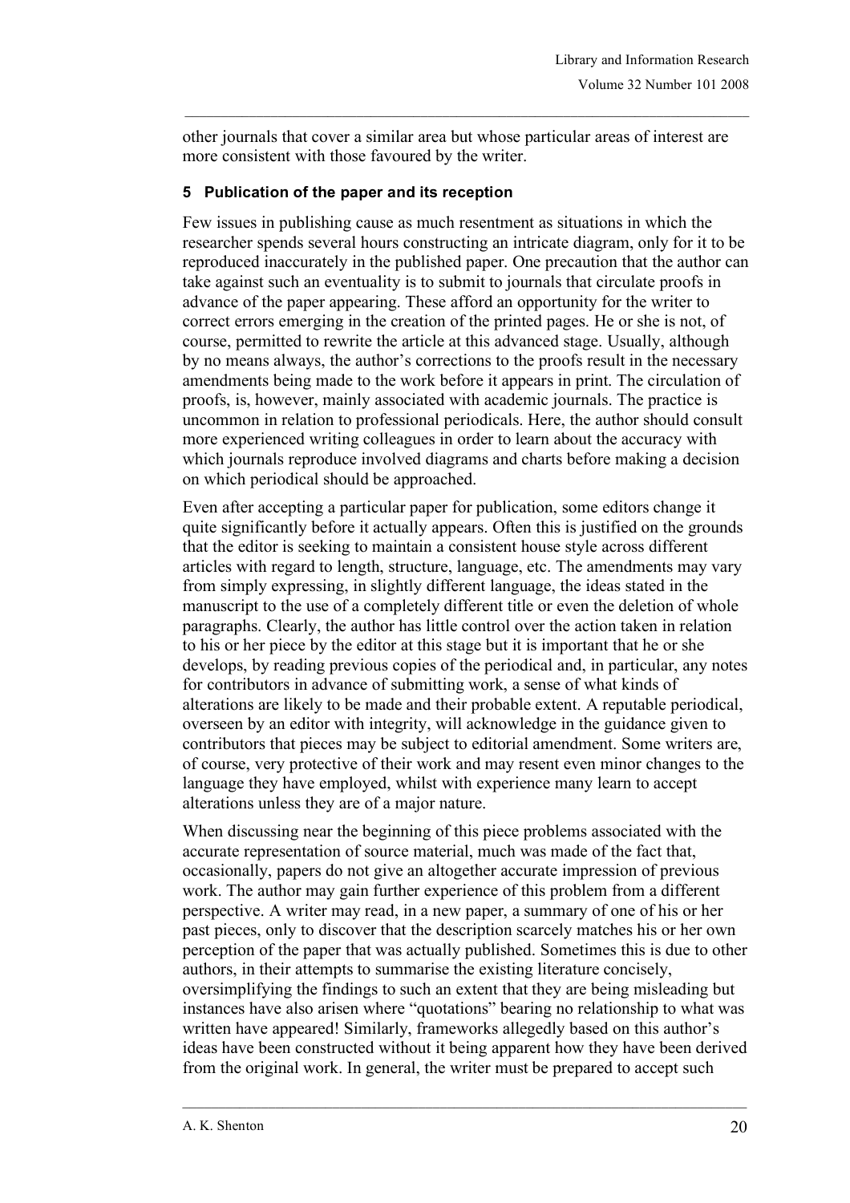other journals that cover a similar area but whose particular areas of interest are more consistent with those favoured by the writer.

## 5 Publication of the paper and its reception

Few issues in publishing cause as much resentment as situations in which the researcher spends several hours constructing an intricate diagram, only for it to be reproduced inaccurately in the published paper. One precaution that the author can take against such an eventuality is to submit to journals that circulate proofs in advance of the paper appearing. These afford an opportunity for the writer to correct errors emerging in the creation of the printed pages. He or she is not, of course, permitted to rewrite the article at this advanced stage. Usually, although by no means always, the author's corrections to the proofs result in the necessary amendments being made to the work before it appears in print. The circulation of proofs, is, however, mainly associated with academic journals. The practice is uncommon in relation to professional periodicals. Here, the author should consult more experienced writing colleagues in order to learn about the accuracy with which journals reproduce involved diagrams and charts before making a decision on which periodical should be approached.

Even after accepting a particular paper for publication, some editors change it quite significantly before it actually appears. Often this is justified on the grounds that the editor is seeking to maintain a consistent house style across different articles with regard to length, structure, language, etc. The amendments may vary from simply expressing, in slightly different language, the ideas stated in the manuscript to the use of a completely different title or even the deletion of whole paragraphs. Clearly, the author has little control over the action taken in relation to his or her piece by the editor at this stage but it is important that he or she develops, by reading previous copies of the periodical and, in particular, any notes for contributors in advance of submitting work, a sense of what kinds of alterations are likely to be made and their probable extent. A reputable periodical, overseen by an editor with integrity, will acknowledge in the guidance given to contributors that pieces may be subject to editorial amendment. Some writers are, of course, very protective of their work and may resent even minor changes to the language they have employed, whilst with experience many learn to accept alterations unless they are of a major nature.

When discussing near the beginning of this piece problems associated with the accurate representation of source material, much was made of the fact that, occasionally, papers do not give an altogether accurate impression of previous work. The author may gain further experience of this problem from a different perspective. A writer may read, in a new paper, a summary of one of his or her past pieces, only to discover that the description scarcely matches his or her own perception of the paper that was actually published. Sometimes this is due to other authors, in their attempts to summarise the existing literature concisely, oversimplifying the findings to such an extent that they are being misleading but instances have also arisen where "quotations" bearing no relationship to what was written have appeared! Similarly, frameworks allegedly based on this author's ideas have been constructed without it being apparent how they have been derived from the original work. In general, the writer must be prepared to accept such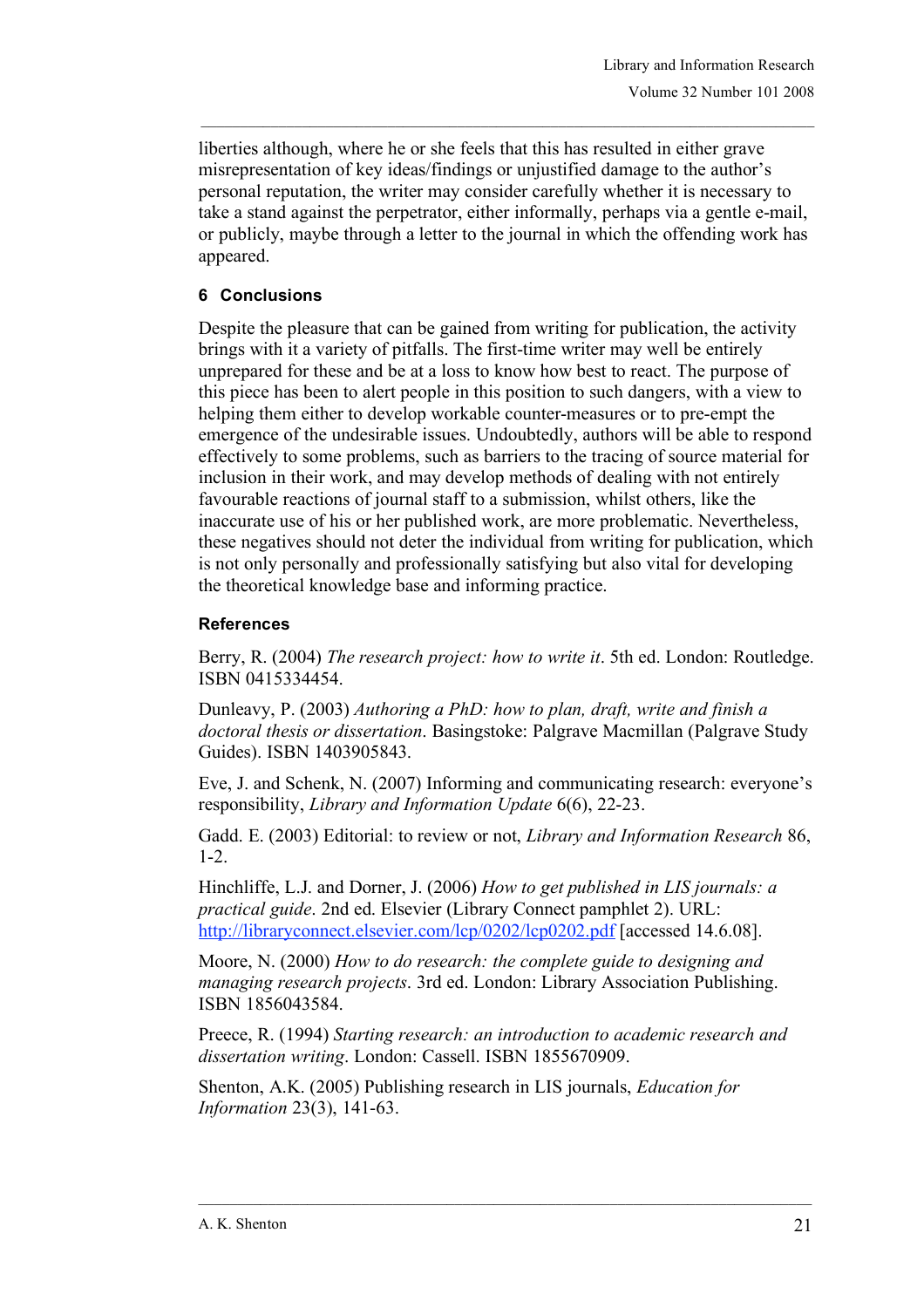liberties although, where he or she feels that this has resulted in either grave misrepresentation of key ideas/findings or unjustified damage to the author's personal reputation, the writer may consider carefully whether it is necessary to take a stand against the perpetrator, either informally, perhaps via a gentle e-mail, or publicly, maybe through a letter to the journal in which the offending work has appeared.

## 6 Conclusions

Despite the pleasure that can be gained from writing for publication, the activity brings with it a variety of pitfalls. The first-time writer may well be entirely unprepared for these and be at a loss to know how best to react. The purpose of this piece has been to alert people in this position to such dangers, with a view to helping them either to develop workable counter-measures or to pre-empt the emergence of the undesirable issues. Undoubtedly, authors will be able to respond effectively to some problems, such as barriers to the tracing of source material for inclusion in their work, and may develop methods of dealing with not entirely favourable reactions of journal staff to a submission, whilst others, like the inaccurate use of his or her published work, are more problematic. Nevertheless, these negatives should not deter the individual from writing for publication, which is not only personally and professionally satisfying but also vital for developing the theoretical knowledge base and informing practice.

## References

Berry, R. (2004) *The research project: how to write it*. 5th ed. London: Routledge. ISBN 0415334454.

Dunleavy, P. (2003) *Authoring a PhD: how to plan, draft, write and finish a doctoral thesis or dissertation*. Basingstoke: Palgrave Macmillan (Palgrave Study Guides). ISBN 1403905843.

Eve, J. and Schenk, N. (2007) Informing and communicating research: everyone's responsibility, *Library and Information Update* 6(6), 22-23.

Gadd. E. (2003) Editorial: to review or not, *Library and Information Research* 86, 1-2.

Hinchliffe, L.J. and Dorner, J. (2006) *How to get published in LIS journals: a practical guide*. 2nd ed. Elsevier (Library Connect pamphlet 2). URL: http://libraryconnect.elsevier.com/lcp/0202/lcp0202.pdf [accessed 14.6.08].

Moore, N. (2000) *How to do research: the complete guide to designing and managing research projects*. 3rd ed. London: Library Association Publishing. ISBN 1856043584.

Preece, R. (1994) *Starting research: an introduction to academic research and dissertation writing*. London: Cassell. ISBN 1855670909.

Shenton, A.K. (2005) Publishing research in LIS journals, *Education for Information* 23(3), 141-63.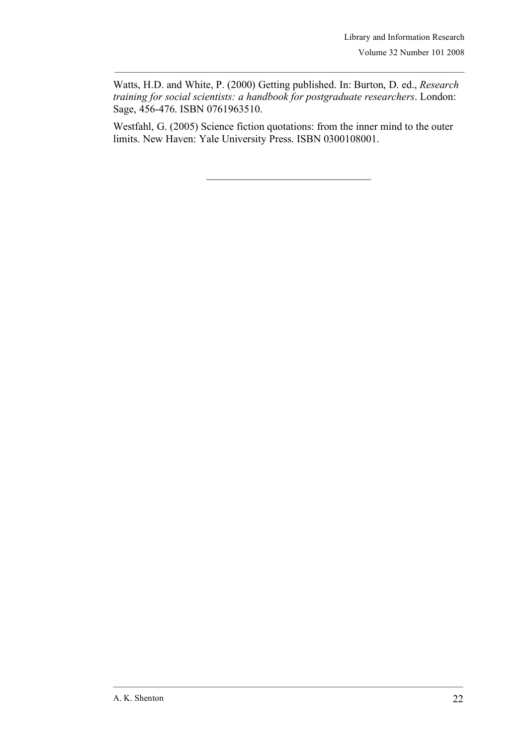Watts, H.D. and White, P. (2000) Getting published. In: Burton, D. ed., *Research training for social scientists: a handbook for postgraduate researchers*. London: Sage, 456-476. ISBN 0761963510.

Westfahl, G. (2005) Science fiction quotations: from the inner mind to the outer limits. New Haven: Yale University Press. ISBN 0300108001.

---